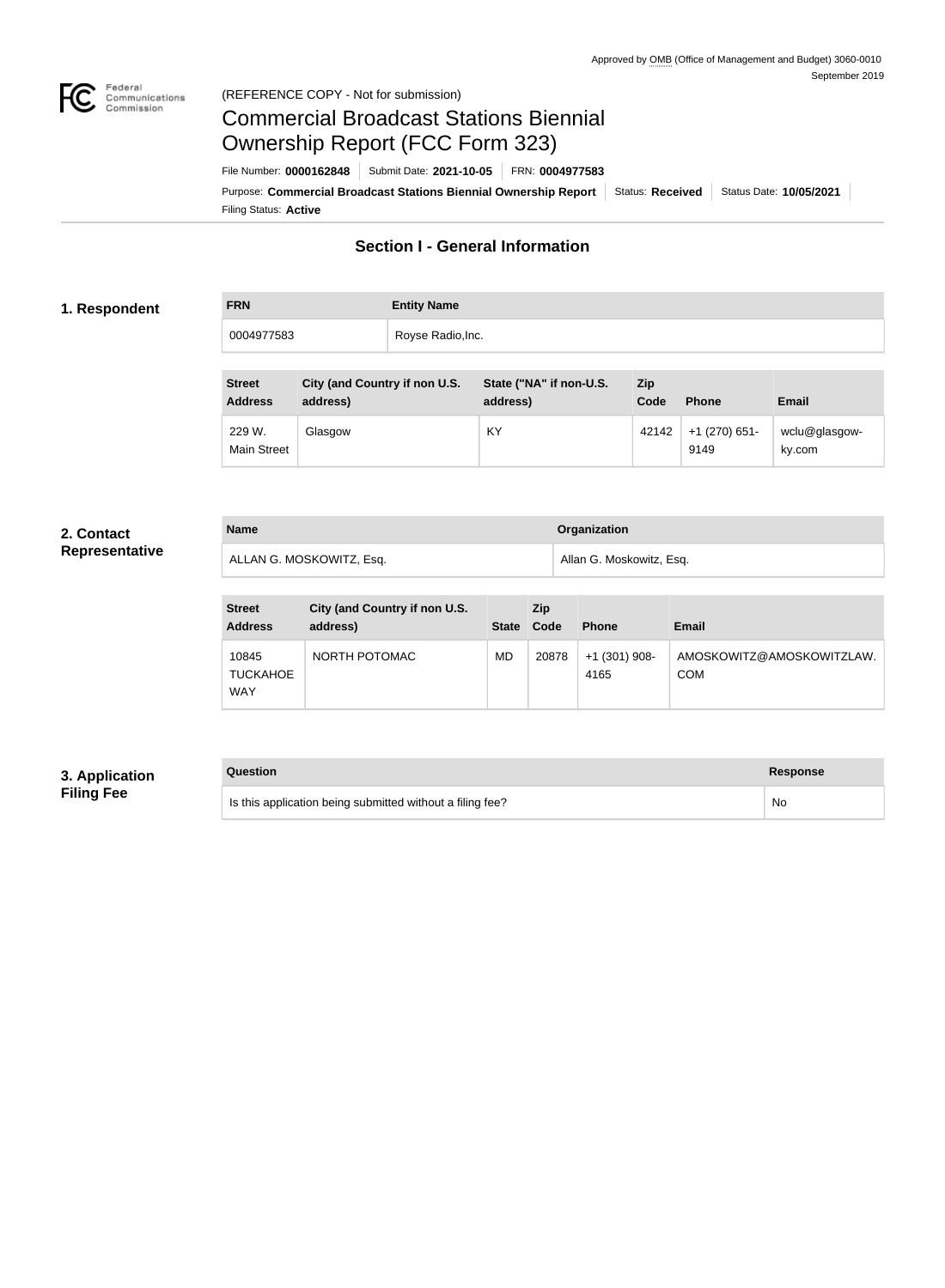Approved by OMB (Office of Management and Budget) 3060-0010
September 2019

(REFERENCE COPY - Not for submission)

# Commercial Broadcast Stations Biennial Ownership Report (FCC Form 323)

File Number: **0000162848** | Submit Date: **2021-10-05** | FRN: **0004977583**

Purpose: **Commercial Broadcast Stations Biennial Ownership Report** | Status: **Received** | Status Date: **10/05/2021**

Filing Status: **Active**

## Section I - General Information

### 1. Respondent

| FRN | Entity Name |
|---|---|
| 0004977583 | Royse Radio,Inc. |

| Street Address | City (and Country if non U.S. address) | State ("NA" if non-U.S. address) | Zip Code | Phone | Email |
|---|---|---|---|---|---|
| 229 W. Main Street | Glasgow | KY | 42142 | +1 (270) 651-9149 | wclu@glasgow-ky.com |

### 2. Contact Representative

| Name | Organization |
|---|---|
| ALLAN G. MOSKOWITZ, Esq. | Allan G. Moskowitz, Esq. |

| Street Address | City (and Country if non U.S. address) | State | Zip Code | Phone | Email |
|---|---|---|---|---|---|
| 10845 TUCKAHOE WAY | NORTH POTOMAC | MD | 20878 | +1 (301) 908-4165 | AMOSKOWITZ@AMOSKOWITZLAW.COM |

### 3. Application Filing Fee

| Question | Response |
|---|---|
| Is this application being submitted without a filing fee? | No |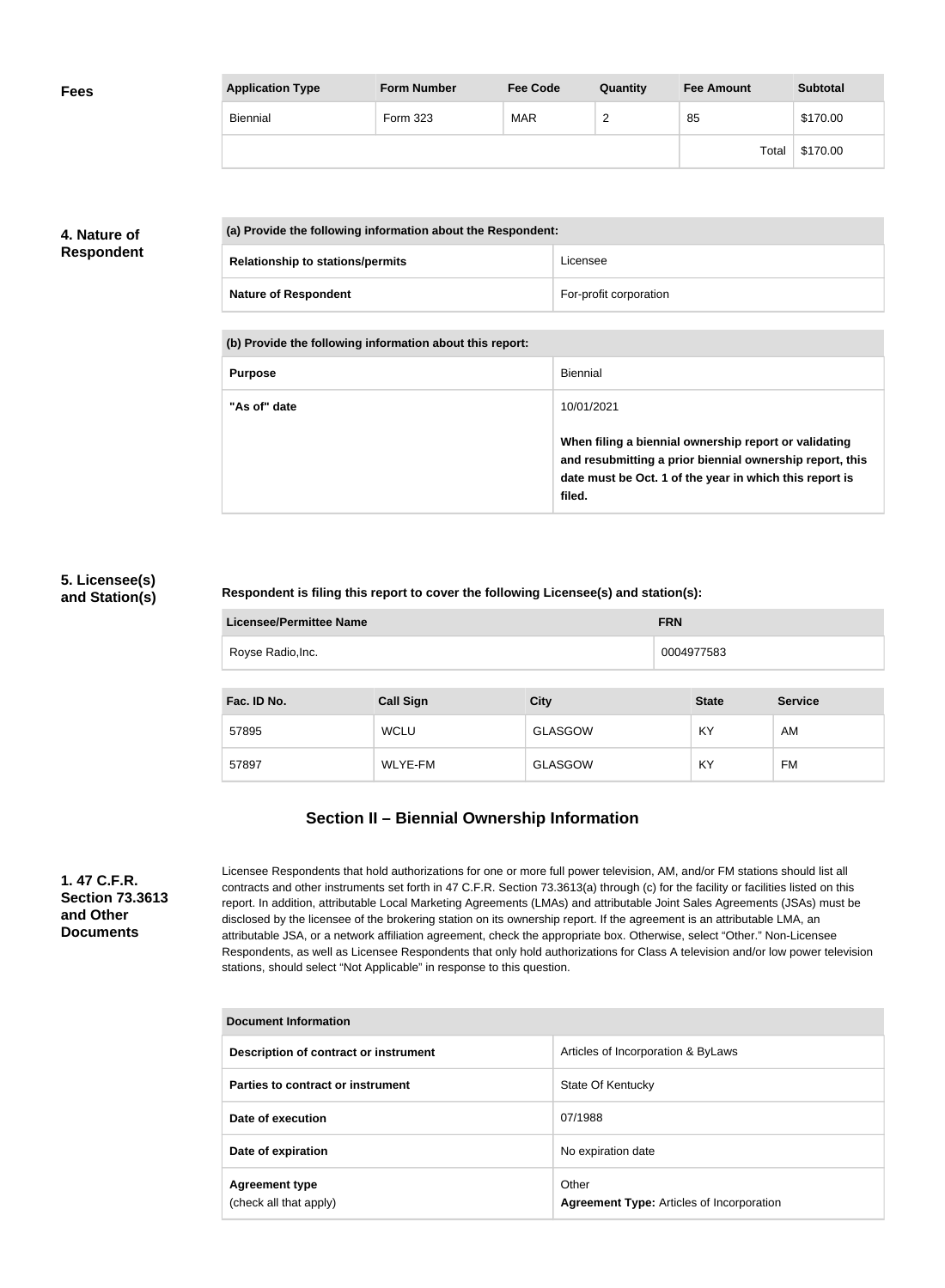**Fees**

| Application Type | Form Number | Fee Code | Quantity | Fee Amount | Subtotal |
|---|---|---|---|---|---|
| Biennial | Form 323 | MAR | 2 | 85 | $170.00 |
| | | | | Total | $170.00 |

## 4. Nature of Respondent

| (a) Provide the following information about the Respondent: | |
|---|---|
| Relationship to stations/permits | Licensee |
| Nature of Respondent | For-profit corporation |

| (b) Provide the following information about this report: | |
|---|---|
| Purpose | Biennial |
| "As of" date | 10/01/2021<br><br>**When filing a biennial ownership report or validating and resubmitting a prior biennial ownership report, this date must be Oct. 1 of the year in which this report is filed.** |

## 5. Licensee(s) and Station(s)

**Respondent is filing this report to cover the following Licensee(s) and station(s):**

| Licensee/Permittee Name | FRN |
|---|---|
| Royse Radio,Inc. | 0004977583 |

| Fac. ID No. | Call Sign | City | State | Service |
|---|---|---|---|---|
| 57895 | WCLU | GLASGOW | KY | AM |
| 57897 | WLYE-FM | GLASGOW | KY | FM |

# Section II – Biennial Ownership Information

## 1. 47 C.F.R. Section 73.3613 and Other Documents

Licensee Respondents that hold authorizations for one or more full power television, AM, and/or FM stations should list all contracts and other instruments set forth in 47 C.F.R. Section 73.3613(a) through (c) for the facility or facilities listed on this report. In addition, attributable Local Marketing Agreements (LMAs) and attributable Joint Sales Agreements (JSAs) must be disclosed by the licensee of the brokering station on its ownership report. If the agreement is an attributable LMA, an attributable JSA, or a network affiliation agreement, check the appropriate box. Otherwise, select "Other." Non-Licensee Respondents, as well as Licensee Respondents that only hold authorizations for Class A television and/or low power television stations, should select "Not Applicable" in response to this question.

| Document Information | |
|---|---|
| Description of contract or instrument | Articles of Incorporation & ByLaws |
| Parties to contract or instrument | State Of Kentucky |
| Date of execution | 07/1988 |
| Date of expiration | No expiration date |
| Agreement type<br>(check all that apply) | Other<br>**Agreement Type:** Articles of Incorporation |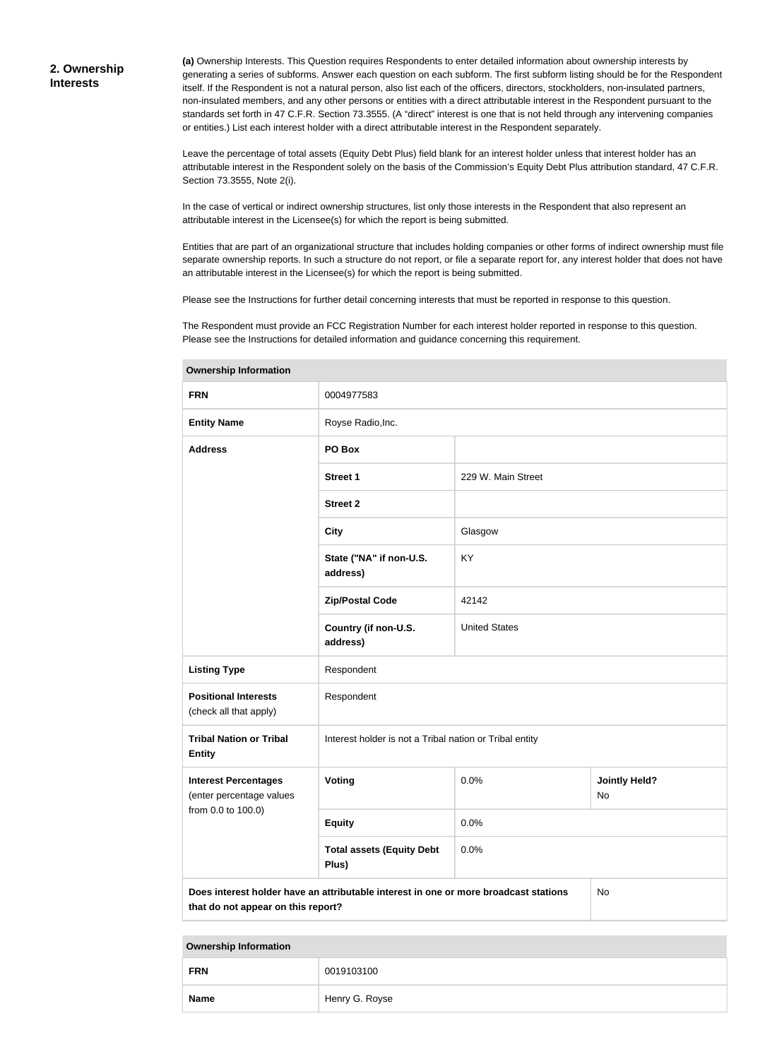## 2. Ownership Interests

**(a)** Ownership Interests. This Question requires Respondents to enter detailed information about ownership interests by generating a series of subforms. Answer each question on each subform. The first subform listing should be for the Respondent itself. If the Respondent is not a natural person, also list each of the officers, directors, stockholders, non-insulated partners, non-insulated members, and any other persons or entities with a direct attributable interest in the Respondent pursuant to the standards set forth in 47 C.F.R. Section 73.3555. (A "direct" interest is one that is not held through any intervening companies or entities.) List each interest holder with a direct attributable interest in the Respondent separately.

Leave the percentage of total assets (Equity Debt Plus) field blank for an interest holder unless that interest holder has an attributable interest in the Respondent solely on the basis of the Commission's Equity Debt Plus attribution standard, 47 C.F.R. Section 73.3555, Note 2(i).

In the case of vertical or indirect ownership structures, list only those interests in the Respondent that also represent an attributable interest in the Licensee(s) for which the report is being submitted.

Entities that are part of an organizational structure that includes holding companies or other forms of indirect ownership must file separate ownership reports. In such a structure do not report, or file a separate report for, any interest holder that does not have an attributable interest in the Licensee(s) for which the report is being submitted.

Please see the Instructions for further detail concerning interests that must be reported in response to this question.

The Respondent must provide an FCC Registration Number for each interest holder reported in response to this question. Please see the Instructions for detailed information and guidance concerning this requirement.

| Ownership Information | | | |
|---|---|---|---|
| **FRN** | 0004977583 | | |
| **Entity Name** | Royse Radio,Inc. | | |
| **Address** | **PO Box** | | |
| | **Street 1** | 229 W. Main Street | |
| | **Street 2** | | |
| | **City** | Glasgow | |
| | **State ("NA" if non-U.S. address)** | KY | |
| | **Zip/Postal Code** | 42142 | |
| | **Country (if non-U.S. address)** | United States | |
| **Listing Type** | Respondent | | |
| **Positional Interests** (check all that apply) | Respondent | | |
| **Tribal Nation or Tribal Entity** | Interest holder is not a Tribal nation or Tribal entity | | |
| **Interest Percentages** (enter percentage values from 0.0 to 100.0) | **Voting** | 0.0% | **Jointly Held?** No |
| | **Equity** | 0.0% | |
| | **Total assets (Equity Debt Plus)** | 0.0% | |
| **Does interest holder have an attributable interest in one or more broadcast stations that do not appear on this report?** | | | No |

| Ownership Information | |
|---|---|
| **FRN** | 0019103100 |
| **Name** | Henry G. Royse |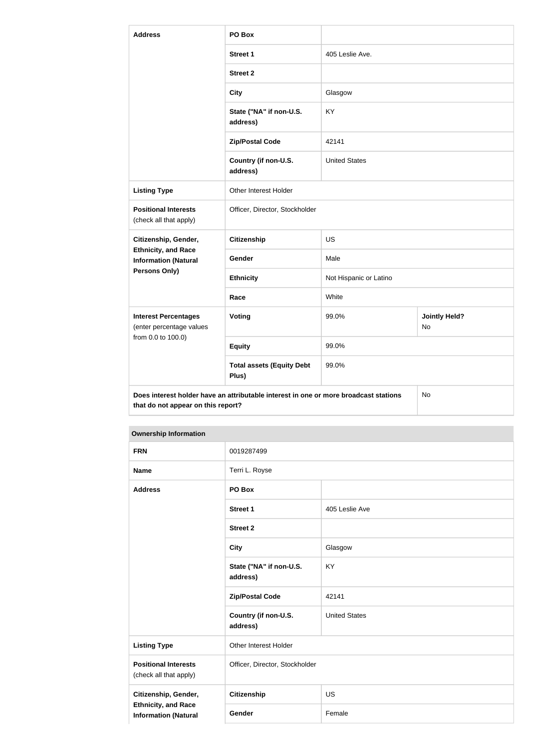| | | | |
|---|---|---|---|
| **Address** | **PO Box** | | |
| | **Street 1** | 405 Leslie Ave. | |
| | **Street 2** | | |
| | **City** | Glasgow | |
| | **State ("NA" if non-U.S. address)** | KY | |
| | **Zip/Postal Code** | 42141 | |
| | **Country (if non-U.S. address)** | United States | |
| **Listing Type** | Other Interest Holder | | |
| **Positional Interests** (check all that apply) | Officer, Director, Stockholder | | |
| **Citizenship, Gender, Ethnicity, and Race Information (Natural Persons Only)** | **Citizenship** | US | |
| | **Gender** | Male | |
| | **Ethnicity** | Not Hispanic or Latino | |
| | **Race** | White | |
| **Interest Percentages** (enter percentage values from 0.0 to 100.0) | **Voting** | 99.0% | **Jointly Held?** No |
| | **Equity** | 99.0% | |
| | **Total assets (Equity Debt Plus)** | 99.0% | |
| **Does interest holder have an attributable interest in one or more broadcast stations that do not appear on this report?** | | | No |

| **Ownership Information** | | |
|---|---|---|
| **FRN** | 0019287499 | |
| **Name** | Terri L. Royse | |
| **Address** | **PO Box** | |
| | **Street 1** | 405 Leslie Ave |
| | **Street 2** | |
| | **City** | Glasgow |
| | **State ("NA" if non-U.S. address)** | KY |
| | **Zip/Postal Code** | 42141 |
| | **Country (if non-U.S. address)** | United States |
| **Listing Type** | Other Interest Holder | |
| **Positional Interests** (check all that apply) | Officer, Director, Stockholder | |
| **Citizenship, Gender, Ethnicity, and Race Information (Natural** | **Citizenship** | US |
| | **Gender** | Female |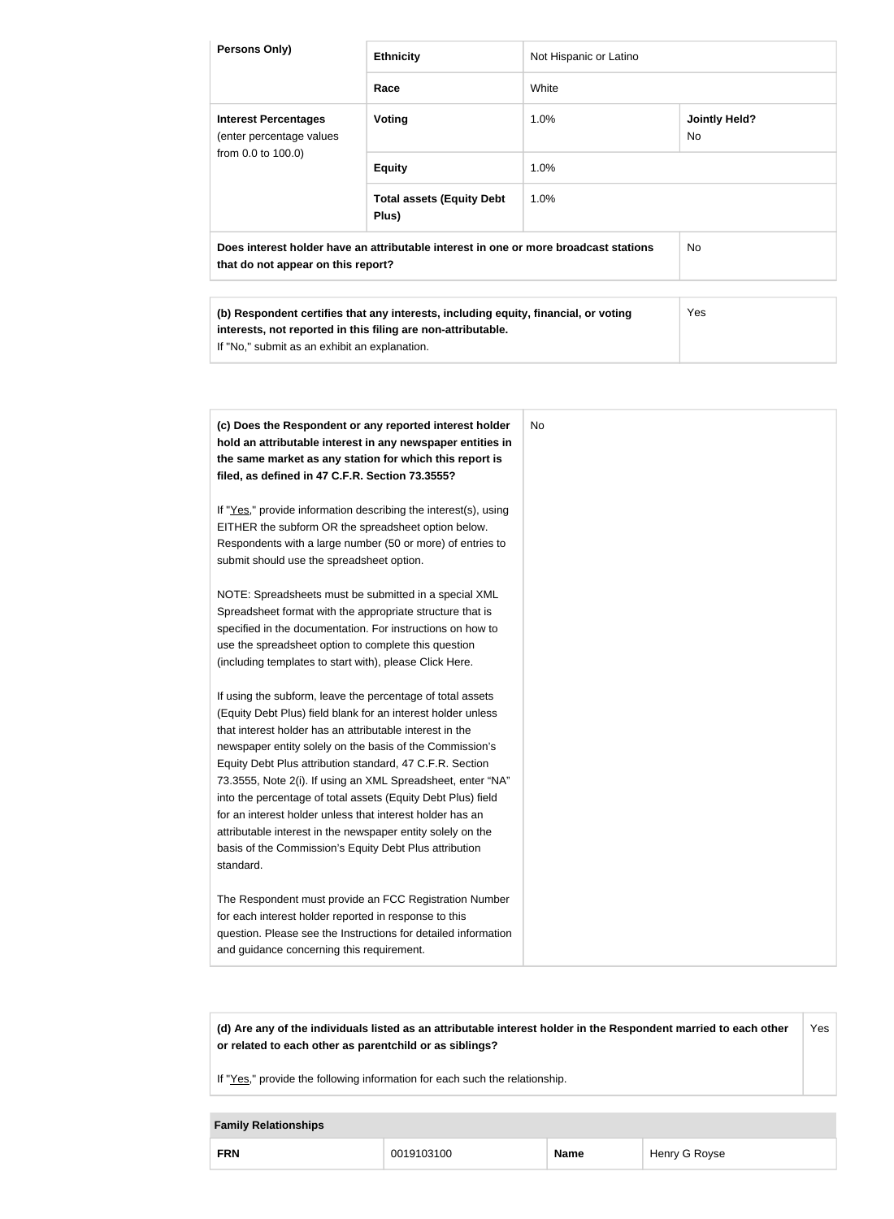| Persons Only) | Ethnicity | Not Hispanic or Latino | |
|---|---|---|---|
| | **Race** | White | |
| **Interest Percentages** (enter percentage values from 0.0 to 100.0) | **Voting** | 1.0% | **Jointly Held?** No |
| | **Equity** | 1.0% | |
| | **Total assets (Equity Debt Plus)** | 1.0% | |
| **Does interest holder have an attributable interest in one or more broadcast stations that do not appear on this report?** | | | No |

| | |
|---|---|
| **(b) Respondent certifies that any interests, including equity, financial, or voting interests, not reported in this filing are non-attributable.** If "No," submit as an exhibit an explanation. | Yes |

| | |
|---|---|
| **(c) Does the Respondent or any reported interest holder hold an attributable interest in any newspaper entities in the same market as any station for which this report is filed, as defined in 47 C.F.R. Section 73.3555?**<br><br>If "Yes," provide information describing the interest(s), using EITHER the subform OR the spreadsheet option below. Respondents with a large number (50 or more) of entries to submit should use the spreadsheet option.<br><br>NOTE: Spreadsheets must be submitted in a special XML Spreadsheet format with the appropriate structure that is specified in the documentation. For instructions on how to use the spreadsheet option to complete this question (including templates to start with), please Click Here.<br><br>If using the subform, leave the percentage of total assets (Equity Debt Plus) field blank for an interest holder unless that interest holder has an attributable interest in the newspaper entity solely on the basis of the Commission's Equity Debt Plus attribution standard, 47 C.F.R. Section 73.3555, Note 2(i). If using an XML Spreadsheet, enter "NA" into the percentage of total assets (Equity Debt Plus) field for an interest holder unless that interest holder has an attributable interest in the newspaper entity solely on the basis of the Commission's Equity Debt Plus attribution standard.<br><br>The Respondent must provide an FCC Registration Number for each interest holder reported in response to this question. Please see the Instructions for detailed information and guidance concerning this requirement. | No |

| | |
|---|---|
| **(d) Are any of the individuals listed as an attributable interest holder in the Respondent married to each other or related to each other as parentchild or as siblings?**<br><br>If "Yes," provide the following information for each such the relationship. | Yes |

| Family Relationships | | | |
|---|---|---|---|
| **FRN** | 0019103100 | **Name** | Henry G Royse |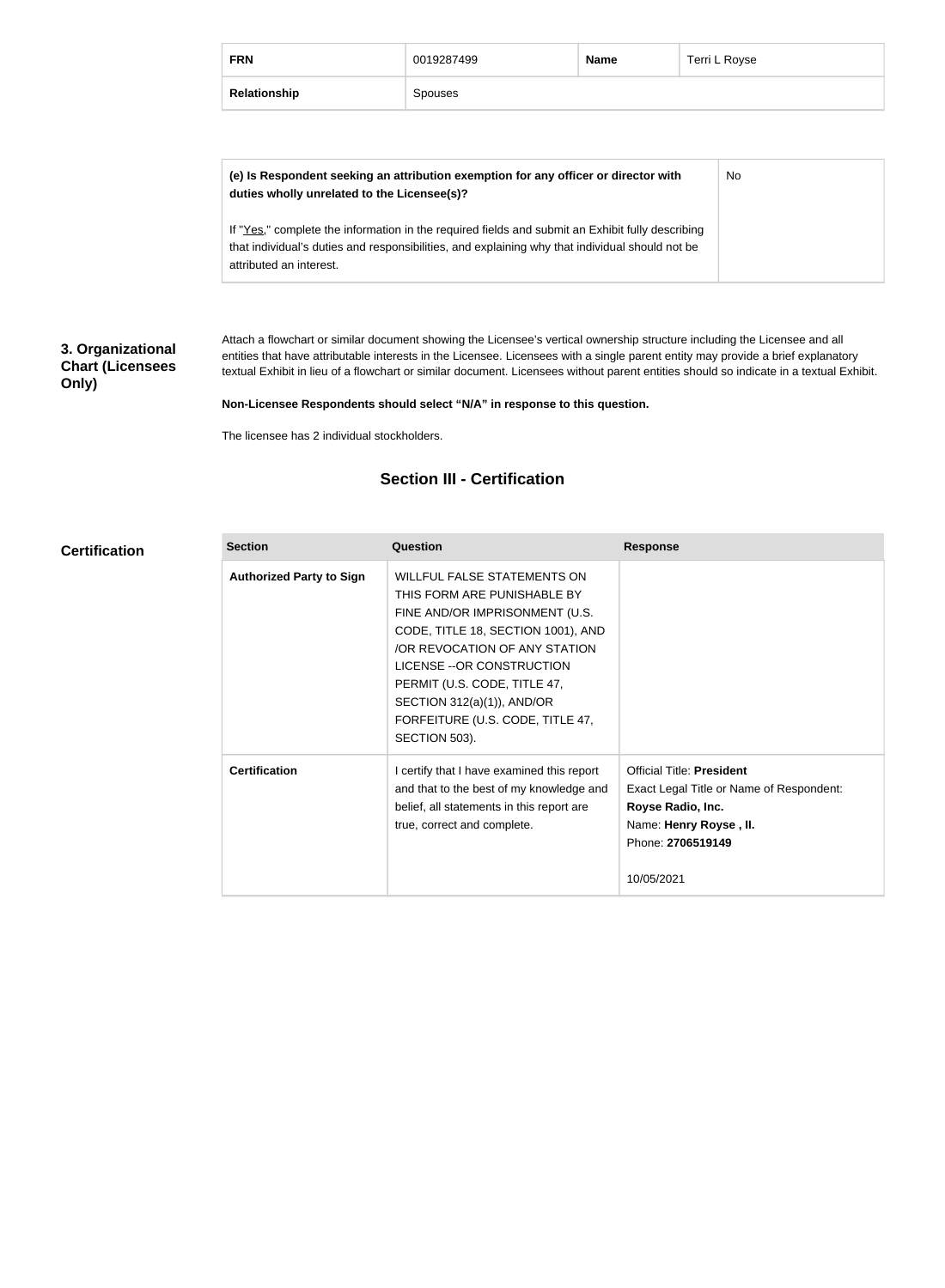| | | | |
|---|---|---|---|
| **FRN** | 0019287499 | **Name** | Terri L Royse |
| **Relationship** | Spouses | | |

| | |
|---|---|
| **(e) Is Respondent seeking an attribution exemption for any officer or director with duties wholly unrelated to the Licensee(s)?**<br><br>If "Yes," complete the information in the required fields and submit an Exhibit fully describing that individual's duties and responsibilities, and explaining why that individual should not be attributed an interest. | No |

### 3. Organizational Chart (Licensees Only)

Attach a flowchart or similar document showing the Licensee's vertical ownership structure including the Licensee and all entities that have attributable interests in the Licensee. Licensees with a single parent entity may provide a brief explanatory textual Exhibit in lieu of a flowchart or similar document. Licensees without parent entities should so indicate in a textual Exhibit.

**Non-Licensee Respondents should select "N/A" in response to this question.**

The licensee has 2 individual stockholders.

## Section III - Certification

### Certification

| Section | Question | Response |
|---|---|---|
| **Authorized Party to Sign** | WILLFUL FALSE STATEMENTS ON THIS FORM ARE PUNISHABLE BY FINE AND/OR IMPRISONMENT (U.S. CODE, TITLE 18, SECTION 1001), AND /OR REVOCATION OF ANY STATION LICENSE --OR CONSTRUCTION PERMIT (U.S. CODE, TITLE 47, SECTION 312(a)(1)), AND/OR FORFEITURE (U.S. CODE, TITLE 47, SECTION 503). | |
| **Certification** | I certify that I have examined this report and that to the best of my knowledge and belief, all statements in this report are true, correct and complete. | Official Title: **President**<br>Exact Legal Title or Name of Respondent: **Royse Radio, Inc.**<br>Name: **Henry Royse , II.**<br>Phone: **2706519149**<br><br>10/05/2021 |